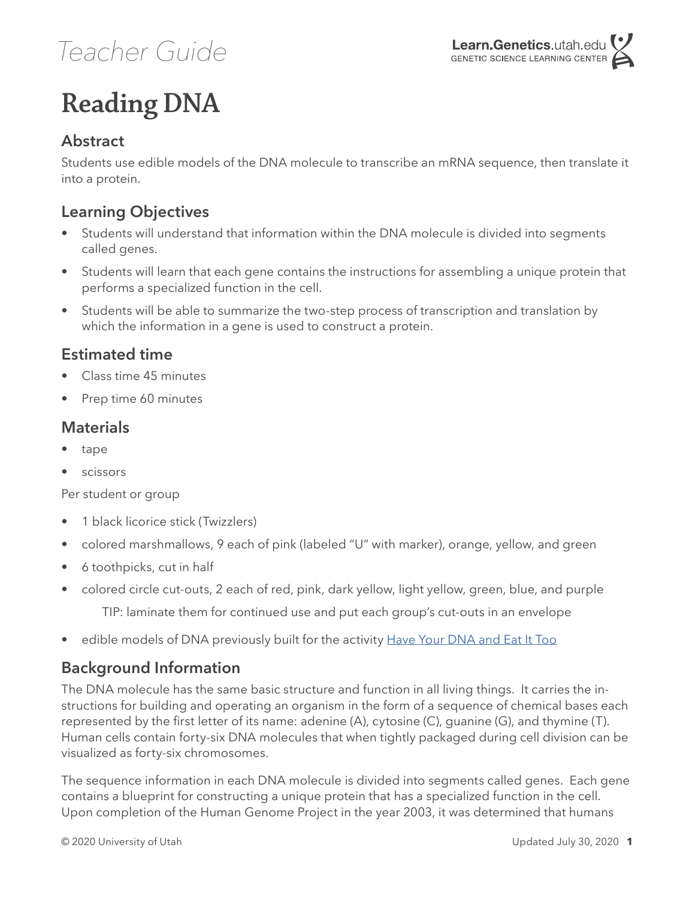*Teacher Guide*

# Reading DNA

## Abstract

Students use edible models of the DNA molecule to transcribe an mRNA sequence, then translate it into a protein.

## Learning Objectives

- Students will understand that information within the DNA molecule is divided into segments called genes.
- Students will learn that each gene contains the instructions for assembling a unique protein that performs a specialized function in the cell.
- Students will be able to summarize the two-step process of transcription and translation by which the information in a gene is used to construct a protein.

## Estimated time

- Class time 45 minutes
- Prep time 60 minutes

## Materials

- tape
- scissors

Per student or group

- 1 black licorice stick (Twizzlers)
- colored marshmallows, 9 each of pink (labeled "U" with marker), orange, yellow, and green
- 6 toothpicks, cut in half
- colored circle cut-outs, 2 each of red, pink, dark yellow, light yellow, green, blue, and purple

  TIP: laminate them for continued use and put each group's cut-outs in an envelope

- edible models of DNA previously built for the activity [Have Your DNA and Eat It Too]()

## Background Information

The DNA molecule has the same basic structure and function in all living things. It carries the instructions for building and operating an organism in the form of a sequence of chemical bases each represented by the first letter of its name: adenine (A), cytosine (C), guanine (G), and thymine (T). Human cells contain forty-six DNA molecules that when tightly packaged during cell division can be visualized as forty-six chromosomes.

The sequence information in each DNA molecule is divided into segments called genes. Each gene contains a blueprint for constructing a unique protein that has a specialized function in the cell. Upon completion of the Human Genome Project in the year 2003, it was determined that humans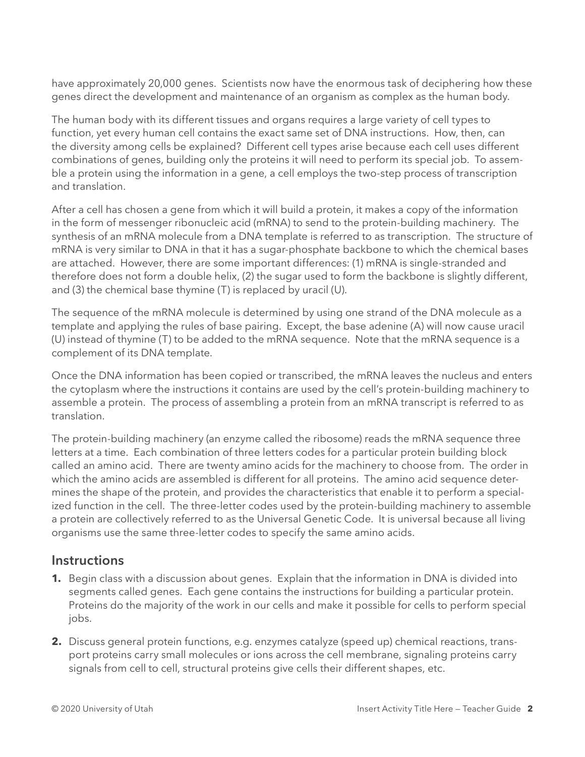have approximately 20,000 genes. Scientists now have the enormous task of deciphering how these genes direct the development and maintenance of an organism as complex as the human body.

The human body with its different tissues and organs requires a large variety of cell types to function, yet every human cell contains the exact same set of DNA instructions. How, then, can the diversity among cells be explained? Different cell types arise because each cell uses different combinations of genes, building only the proteins it will need to perform its special job. To assemble a protein using the information in a gene, a cell employs the two-step process of transcription and translation.

After a cell has chosen a gene from which it will build a protein, it makes a copy of the information in the form of messenger ribonucleic acid (mRNA) to send to the protein-building machinery. The synthesis of an mRNA molecule from a DNA template is referred to as transcription. The structure of mRNA is very similar to DNA in that it has a sugar-phosphate backbone to which the chemical bases are attached. However, there are some important differences: (1) mRNA is single-stranded and therefore does not form a double helix, (2) the sugar used to form the backbone is slightly different, and (3) the chemical base thymine (T) is replaced by uracil (U).

The sequence of the mRNA molecule is determined by using one strand of the DNA molecule as a template and applying the rules of base pairing. Except, the base adenine (A) will now cause uracil (U) instead of thymine (T) to be added to the mRNA sequence. Note that the mRNA sequence is a complement of its DNA template.

Once the DNA information has been copied or transcribed, the mRNA leaves the nucleus and enters the cytoplasm where the instructions it contains are used by the cell's protein-building machinery to assemble a protein. The process of assembling a protein from an mRNA transcript is referred to as translation.

The protein-building machinery (an enzyme called the ribosome) reads the mRNA sequence three letters at a time. Each combination of three letters codes for a particular protein building block called an amino acid. There are twenty amino acids for the machinery to choose from. The order in which the amino acids are assembled is different for all proteins. The amino acid sequence determines the shape of the protein, and provides the characteristics that enable it to perform a specialized function in the cell. The three-letter codes used by the protein-building machinery to assemble a protein are collectively referred to as the Universal Genetic Code. It is universal because all living organisms use the same three-letter codes to specify the same amino acids.

## Instructions

1. Begin class with a discussion about genes. Explain that the information in DNA is divided into segments called genes. Each gene contains the instructions for building a particular protein. Proteins do the majority of the work in our cells and make it possible for cells to perform special jobs.
2. Discuss general protein functions, e.g. enzymes catalyze (speed up) chemical reactions, transport proteins carry small molecules or ions across the cell membrane, signaling proteins carry signals from cell to cell, structural proteins give cells their different shapes, etc.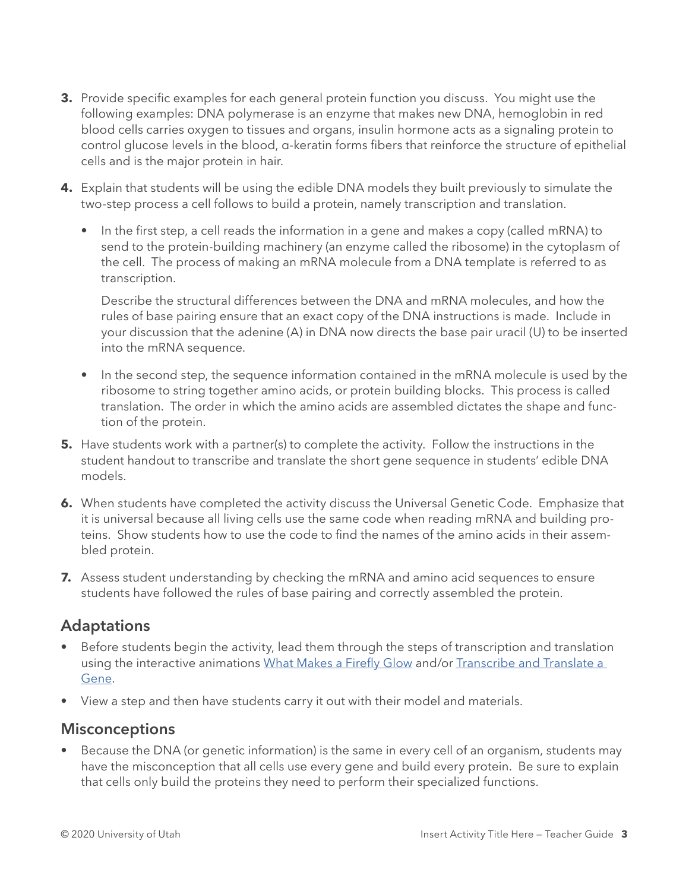3. Provide specific examples for each general protein function you discuss. You might use the following examples: DNA polymerase is an enzyme that makes new DNA, hemoglobin in red blood cells carries oxygen to tissues and organs, insulin hormone acts as a signaling protein to control glucose levels in the blood, α-keratin forms fibers that reinforce the structure of epithelial cells and is the major protein in hair.

4. Explain that students will be using the edible DNA models they built previously to simulate the two-step process a cell follows to build a protein, namely transcription and translation.

   - In the first step, a cell reads the information in a gene and makes a copy (called mRNA) to send to the protein-building machinery (an enzyme called the ribosome) in the cytoplasm of the cell. The process of making an mRNA molecule from a DNA template is referred to as transcription.

     Describe the structural differences between the DNA and mRNA molecules, and how the rules of base pairing ensure that an exact copy of the DNA instructions is made. Include in your discussion that the adenine (A) in DNA now directs the base pair uracil (U) to be inserted into the mRNA sequence.

   - In the second step, the sequence information contained in the mRNA molecule is used by the ribosome to string together amino acids, or protein building blocks. This process is called translation. The order in which the amino acids are assembled dictates the shape and function of the protein.

5. Have students work with a partner(s) to complete the activity. Follow the instructions in the student handout to transcribe and translate the short gene sequence in students' edible DNA models.

6. When students have completed the activity discuss the Universal Genetic Code. Emphasize that it is universal because all living cells use the same code when reading mRNA and building proteins. Show students how to use the code to find the names of the amino acids in their assembled protein.

7. Assess student understanding by checking the mRNA and amino acid sequences to ensure students have followed the rules of base pairing and correctly assembled the protein.

## Adaptations

- Before students begin the activity, lead them through the steps of transcription and translation using the interactive animations What Makes a Firefly Glow and/or Transcribe and Translate a Gene.
- View a step and then have students carry it out with their model and materials.

## Misconceptions

- Because the DNA (or genetic information) is the same in every cell of an organism, students may have the misconception that all cells use every gene and build every protein. Be sure to explain that cells only build the proteins they need to perform their specialized functions.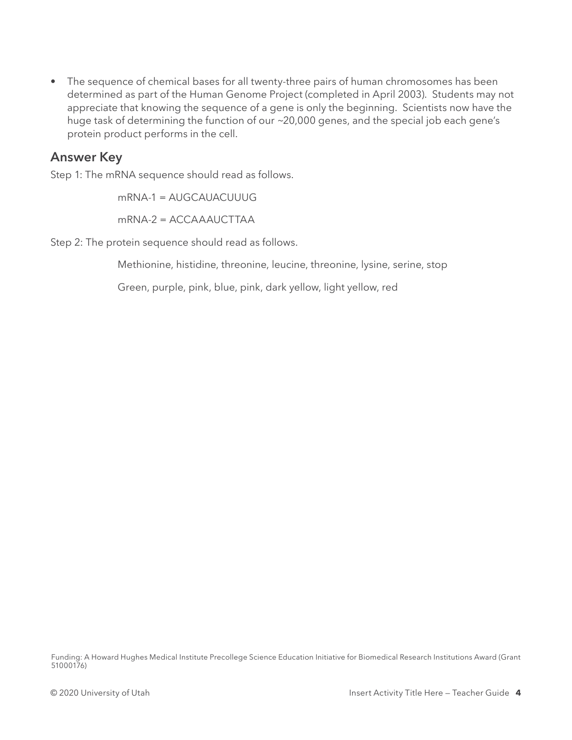- The sequence of chemical bases for all twenty-three pairs of human chromosomes has been determined as part of the Human Genome Project (completed in April 2003). Students may not appreciate that knowing the sequence of a gene is only the beginning. Scientists now have the huge task of determining the function of our ~20,000 genes, and the special job each gene's protein product performs in the cell.

## Answer Key

Step 1: The mRNA sequence should read as follows.

mRNA-1 = AUGCAUACUUUG

mRNA-2 = ACCAAAUCTTAA

Step 2: The protein sequence should read as follows.

Methionine, histidine, threonine, leucine, threonine, lysine, serine, stop

Green, purple, pink, blue, pink, dark yellow, light yellow, red

Funding: A Howard Hughes Medical Institute Precollege Science Education Initiative for Biomedical Research Institutions Award (Grant 51000176)

© 2020 University of Utah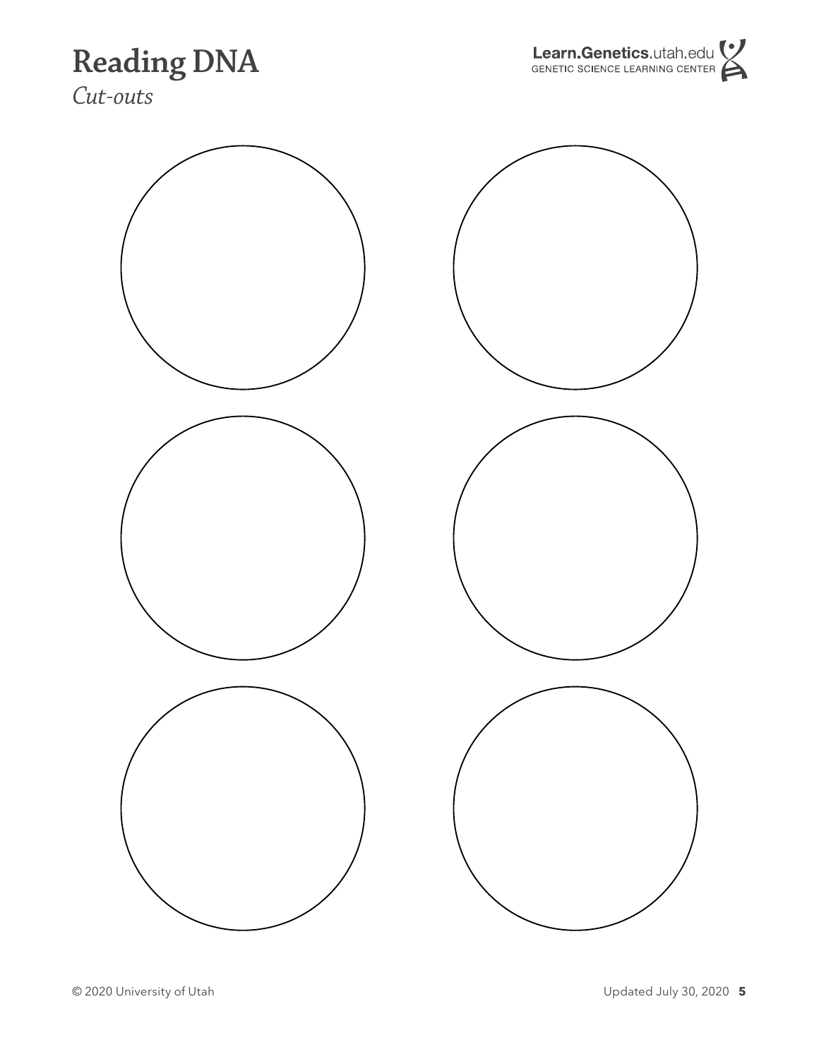# Reading DNA

*Cut-outs*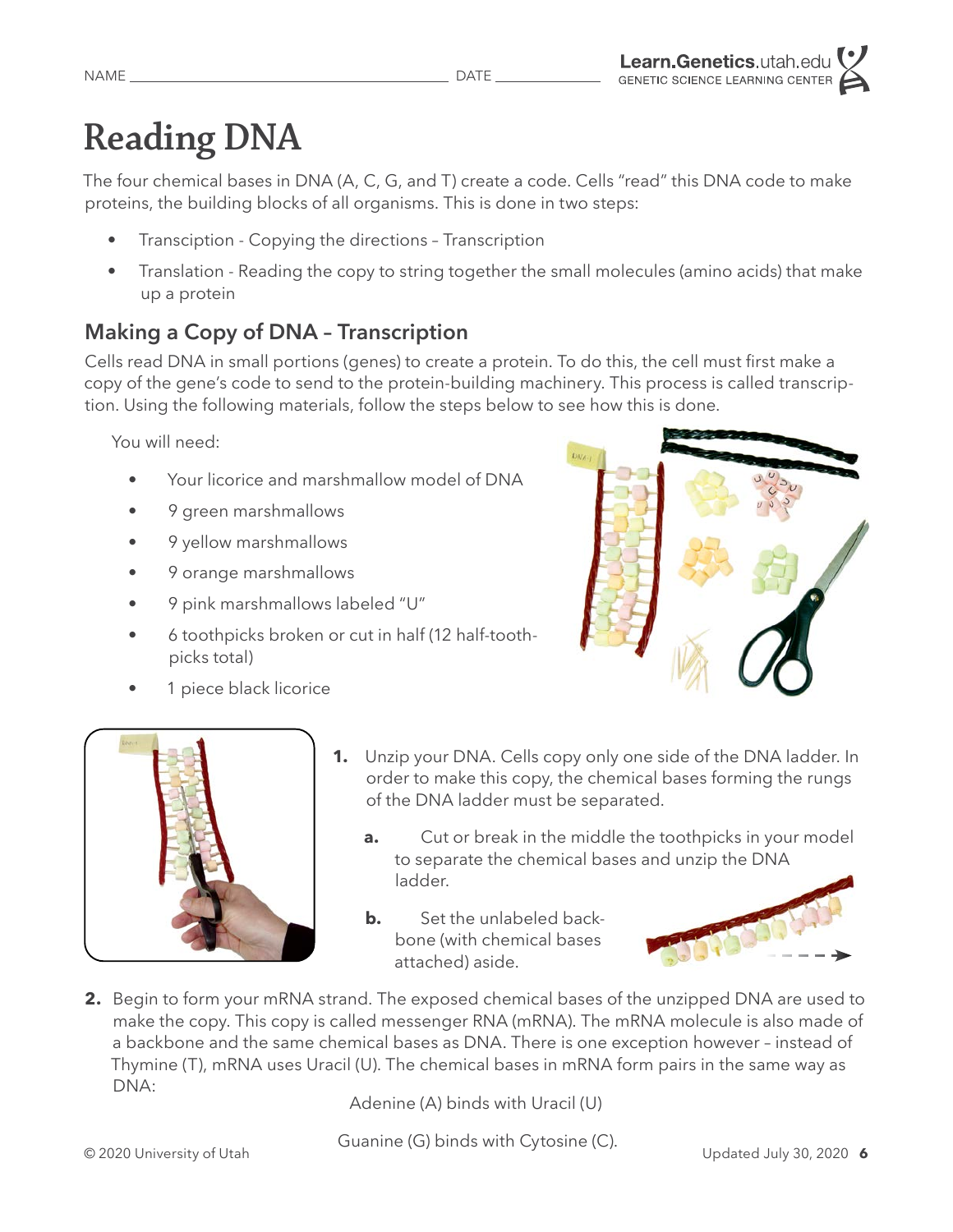NAME ______________________ DATE __________

# Reading DNA

The four chemical bases in DNA (A, C, G, and T) create a code. Cells "read" this DNA code to make proteins, the building blocks of all organisms. This is done in two steps:

- Transciption - Copying the directions – Transcription
- Translation - Reading the copy to string together the small molecules (amino acids) that make up a protein

## Making a Copy of DNA – Transcription

Cells read DNA in small portions (genes) to create a protein. To do this, the cell must first make a copy of the gene's code to send to the protein-building machinery. This process is called transcription. Using the following materials, follow the steps below to see how this is done.

You will need:

- Your licorice and marshmallow model of DNA
- 9 green marshmallows
- 9 yellow marshmallows
- 9 orange marshmallows
- 9 pink marshmallows labeled "U"
- 6 toothpicks broken or cut in half (12 half-toothpicks total)
- 1 piece black licorice

1. Unzip your DNA. Cells copy only one side of the DNA ladder. In order to make this copy, the chemical bases forming the rungs of the DNA ladder must be separated.

   a. Cut or break in the middle the toothpicks in your model to separate the chemical bases and unzip the DNA ladder.

   b. Set the unlabeled backbone (with chemical bases attached) aside.

2. Begin to form your mRNA strand. The exposed chemical bases of the unzipped DNA are used to make the copy. This copy is called messenger RNA (mRNA). The mRNA molecule is also made of a backbone and the same chemical bases as DNA. There is one exception however – instead of Thymine (T), mRNA uses Uracil (U). The chemical bases in mRNA form pairs in the same way as DNA:

   Adenine (A) binds with Uracil (U)

   Guanine (G) binds with Cytosine (C).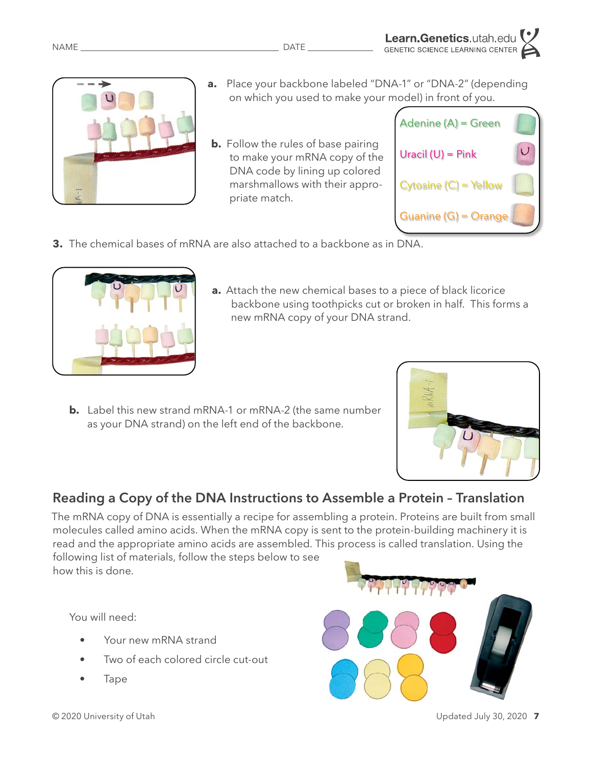a. Place your backbone labeled "DNA-1" or "DNA-2" (depending on which you used to make your model) in front of you.

b. Follow the rules of base pairing to make your mRNA copy of the DNA code by lining up colored marshmallows with their appropriate match.

- Adenine (A) = Green
- Uracil (U) = Pink
- Cytosine (C) = Yellow
- Guanine (G) = Orange

**3.** The chemical bases of mRNA are also attached to a backbone as in DNA.

a. Attach the new chemical bases to a piece of black licorice backbone using toothpicks cut or broken in half. This forms a new mRNA copy of your DNA strand.

b. Label this new strand mRNA-1 or mRNA-2 (the same number as your DNA strand) on the left end of the backbone.

## Reading a Copy of the DNA Instructions to Assemble a Protein – Translation

The mRNA copy of DNA is essentially a recipe for assembling a protein. Proteins are built from small molecules called amino acids. When the mRNA copy is sent to the protein-building machinery it is read and the appropriate amino acids are assembled. This process is called translation. Using the following list of materials, follow the steps below to see how this is done.

You will need:

- Your new mRNA strand
- Two of each colored circle cut-out
- Tape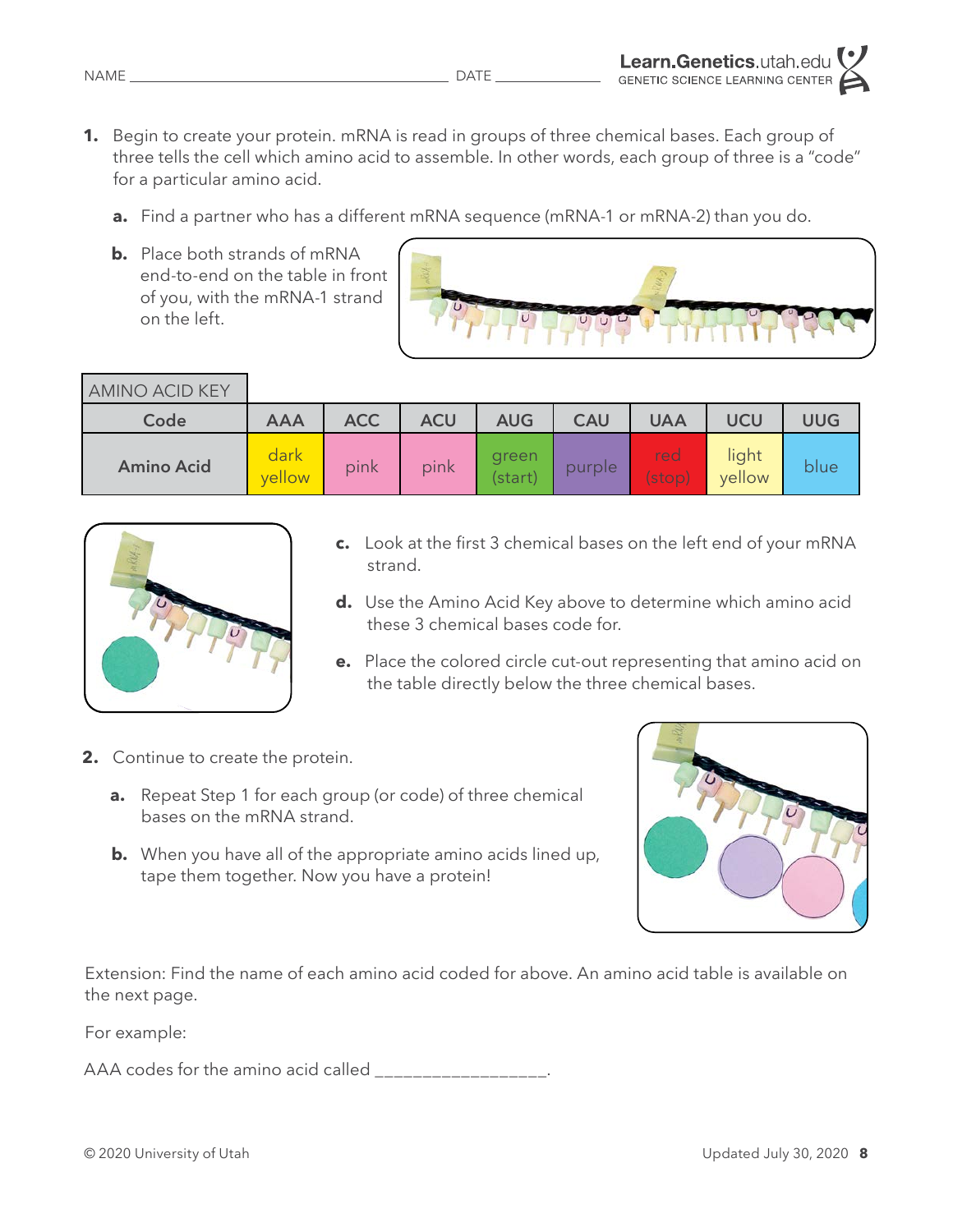NAME ______________________________ DATE ______________

1. Begin to create your protein. mRNA is read in groups of three chemical bases. Each group of three tells the cell which amino acid to assemble. In other words, each group of three is a "code" for a particular amino acid.

   a. Find a partner who has a different mRNA sequence (mRNA-1 or mRNA-2) than you do.

   b. Place both strands of mRNA end-to-end on the table in front of you, with the mRNA-1 strand on the left.

| AMINO ACID KEY | | | | | | | | |
|---|---|---|---|---|---|---|---|---|
| **Code** | **AAA** | **ACC** | **ACU** | **AUG** | **CAU** | **UAA** | **UCU** | **UUG** |
| **Amino Acid** | dark yellow | pink | pink | green (start) | purple | red (stop) | light yellow | blue |

   c. Look at the first 3 chemical bases on the left end of your mRNA strand.

   d. Use the Amino Acid Key above to determine which amino acid these 3 chemical bases code for.

   e. Place the colored circle cut-out representing that amino acid on the table directly below the three chemical bases.

2. Continue to create the protein.

   a. Repeat Step 1 for each group (or code) of three chemical bases on the mRNA strand.

   b. When you have all of the appropriate amino acids lined up, tape them together. Now you have a protein!

Extension: Find the name of each amino acid coded for above. An amino acid table is available on the next page.

For example:

AAA codes for the amino acid called _________________.

© 2020 University of Utah

Updated July 30, 2020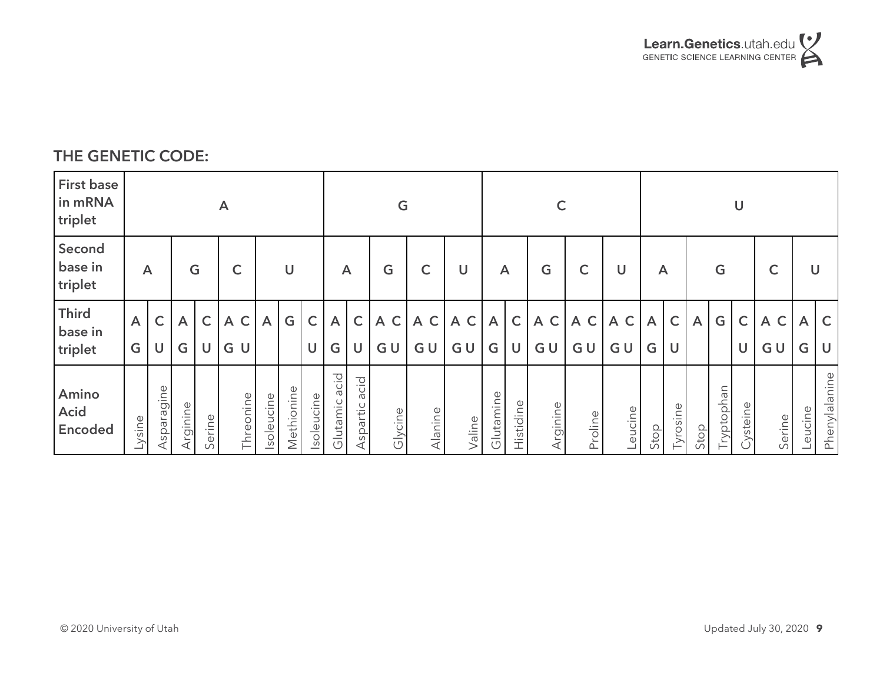## THE GENETIC CODE:

| First base in mRNA triplet | A | | | | | | | | G | | | | | C | | | | | U | | | | | | | |
|---|---|---|---|---|---|---|---|---|---|---|---|---|---|---|---|---|---|---|---|---|---|---|---|---|---|---|
| Second base in triplet | A | | G | | C | U | | | A | | G | C | U | A | | G | C | U | A | | G | | | C | U | |
| Third base in triplet | A G | C U | A G | C U | A C G U | A | G | C U | A G | C U | A C G U | A C G U | A C G U | A G | C U | A C G U | A C G U | A C G U | A G | C U | A | G | C U | A C G U | A G | C U |
| Amino Acid Encoded | Lysine | Asparagine | Arginine | Serine | Threonine | Isoleucine | Methionine | Isoleucine | Glutamic acid | Aspartic acid | Glycine | Alanine | Valine | Glutamine | Histidine | Arginine | Proline | Leucine | Stop | Tyrosine | Stop | Tryptophan | Cysteine | Serine | Leucine | Phenylalanine |

© 2020 University of Utah